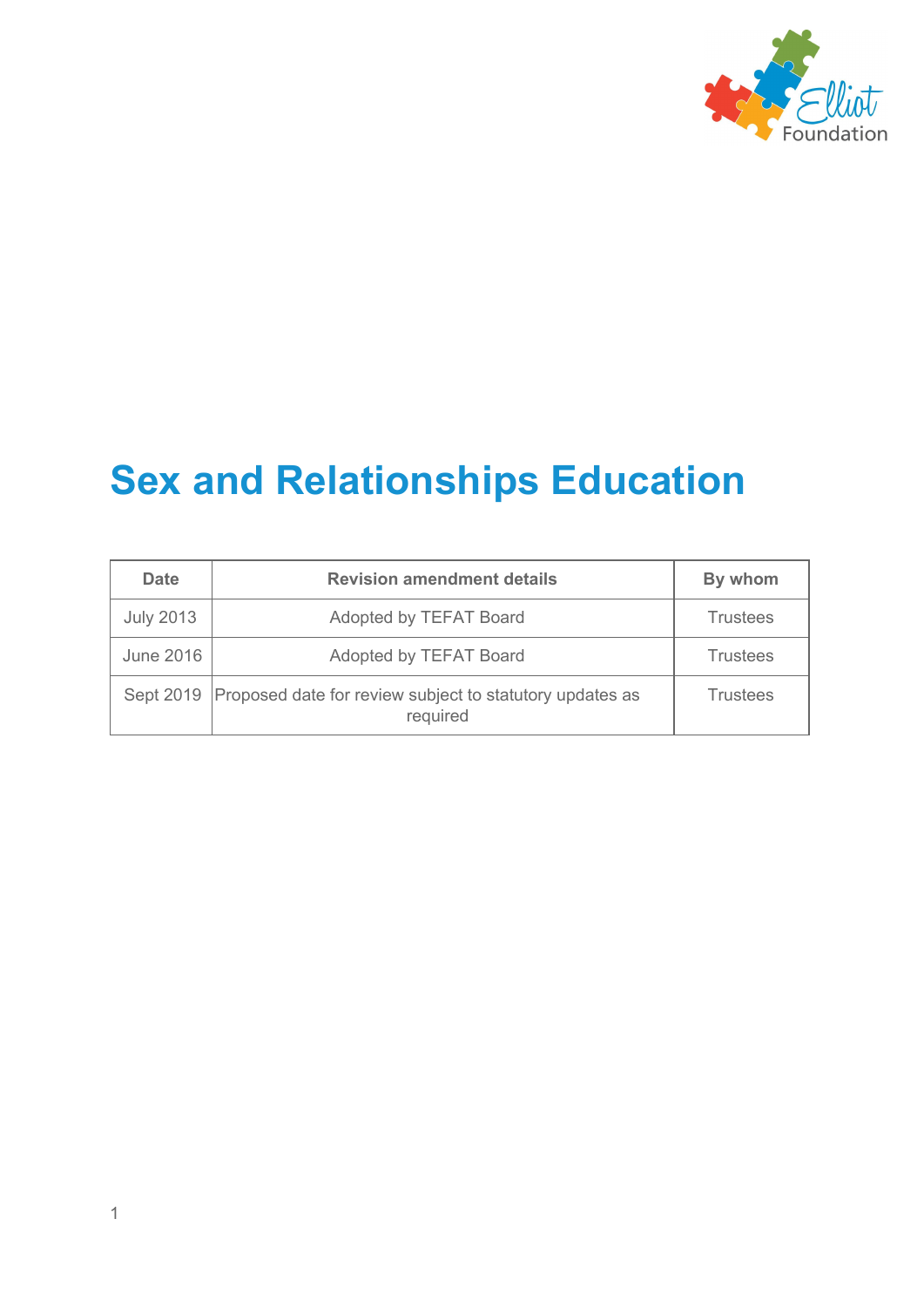# Sex and Relationships Education

| Date | Revision amendment details | By whom |
| --- | --- | --- |
| July 2013 | Adopted by TEFAT Board | Trustees |
| June 2016 | Adopted by TEFAT Board | Trustees |
| Sept 2019 | Proposed date for review subject to statutory updates as required | Trustees |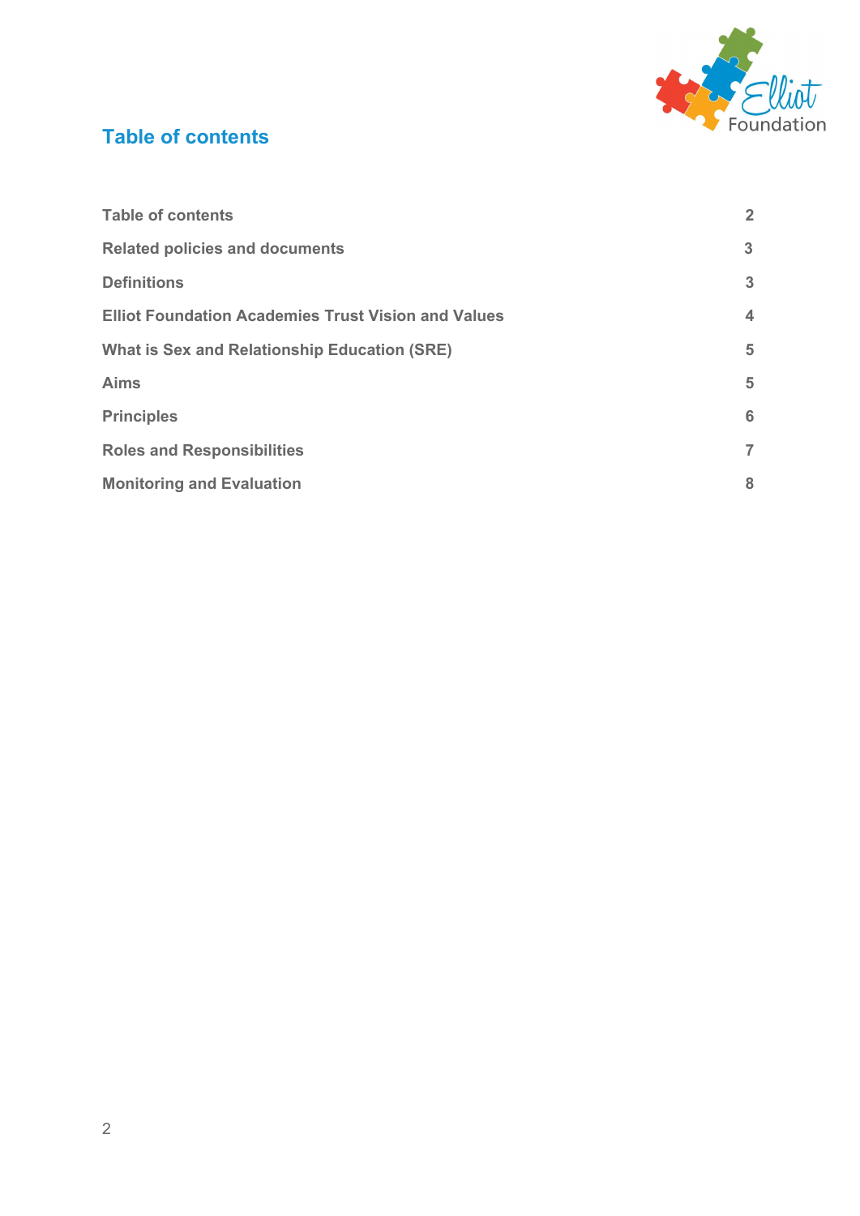## Table of contents

| | |
|---|---|
| **Table of contents** | **2** |
| **Related policies and documents** | **3** |
| **Definitions** | **3** |
| **Elliot Foundation Academies Trust Vision and Values** | **4** |
| **What is Sex and Relationship Education (SRE)** | **5** |
| **Aims** | **5** |
| **Principles** | **6** |
| **Roles and Responsibilities** | **7** |
| **Monitoring and Evaluation** | **8** |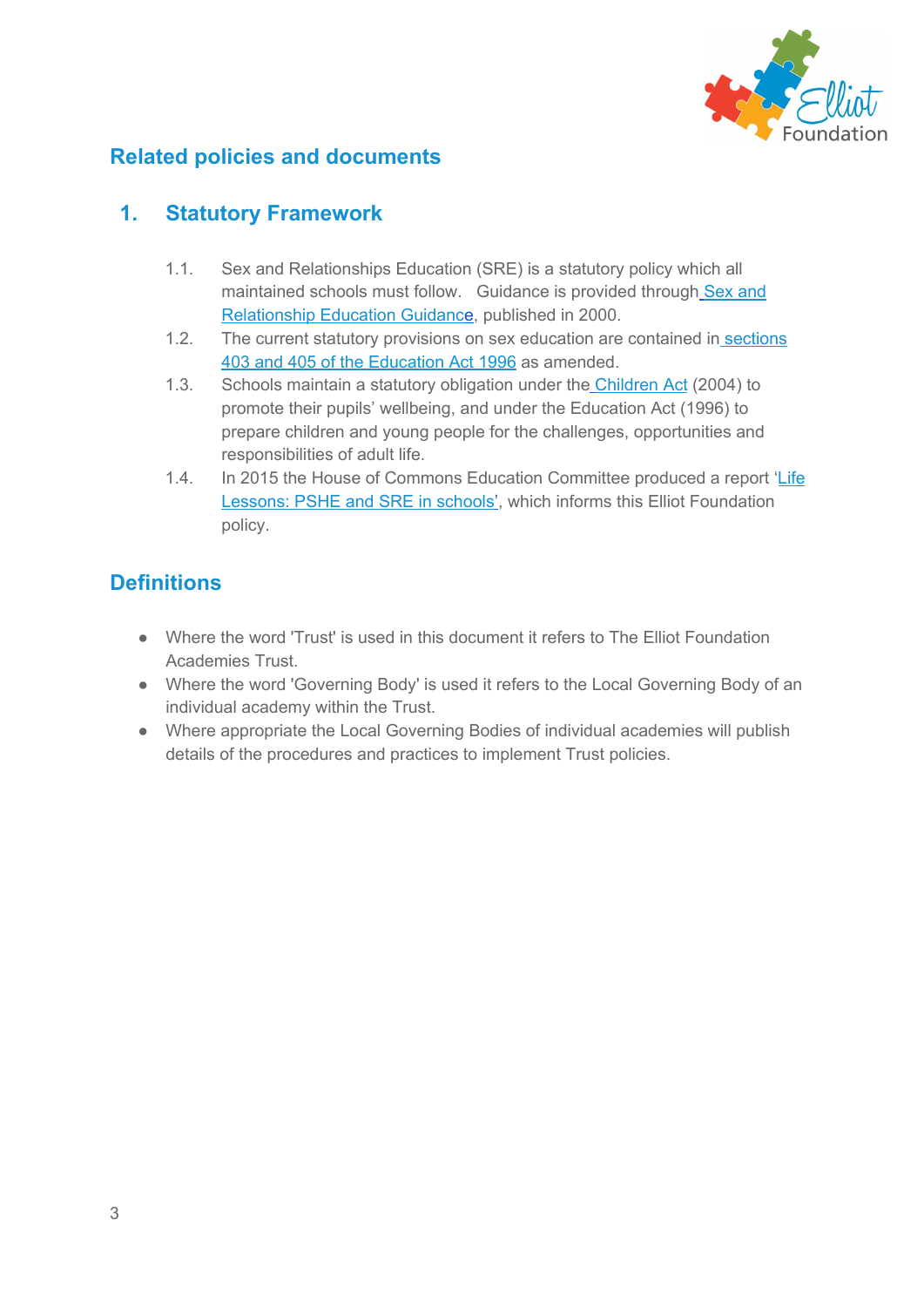## Related policies and documents

### 1. Statutory Framework

1.1. Sex and Relationships Education (SRE) is a statutory policy which all maintained schools must follow. Guidance is provided through Sex and Relationship Education Guidance, published in 2000.

1.2. The current statutory provisions on sex education are contained in sections 403 and 405 of the Education Act 1996 as amended.

1.3. Schools maintain a statutory obligation under the Children Act (2004) to promote their pupils' wellbeing, and under the Education Act (1996) to prepare children and young people for the challenges, opportunities and responsibilities of adult life.

1.4. In 2015 the House of Commons Education Committee produced a report 'Life Lessons: PSHE and SRE in schools', which informs this Elliot Foundation policy.

## Definitions

- Where the word 'Trust' is used in this document it refers to The Elliot Foundation Academies Trust.
- Where the word 'Governing Body' is used it refers to the Local Governing Body of an individual academy within the Trust.
- Where appropriate the Local Governing Bodies of individual academies will publish details of the procedures and practices to implement Trust policies.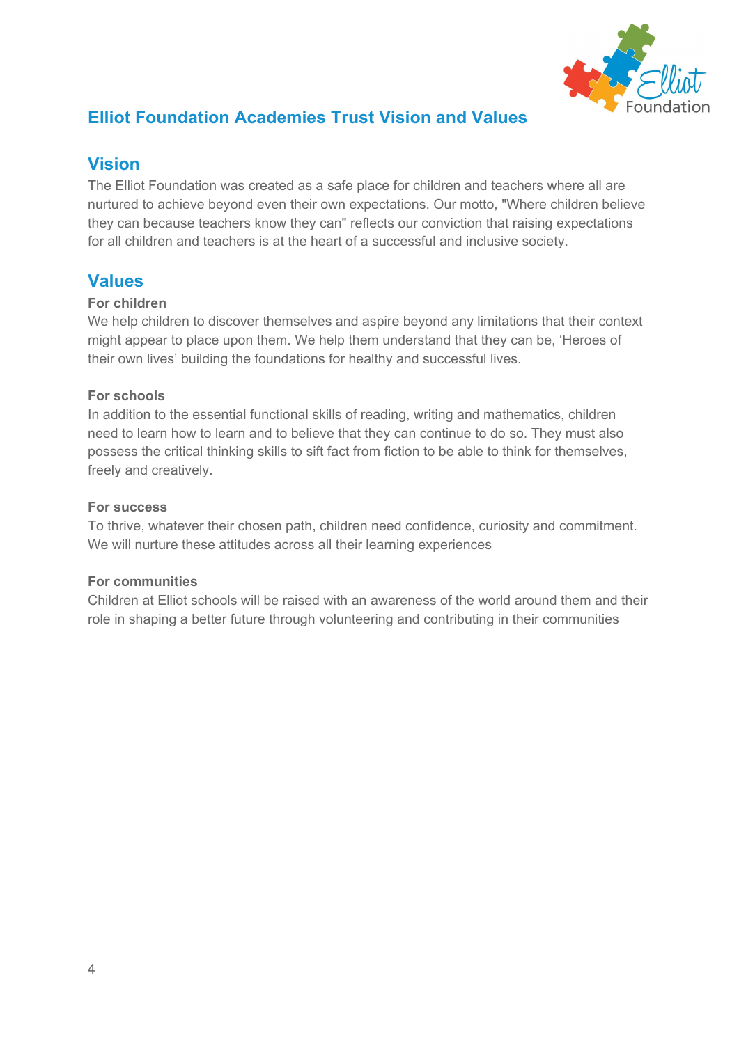# Elliot Foundation Academies Trust Vision and Values

## Vision

The Elliot Foundation was created as a safe place for children and teachers where all are nurtured to achieve beyond even their own expectations. Our motto, "Where children believe they can because teachers know they can" reflects our conviction that raising expectations for all children and teachers is at the heart of a successful and inclusive society.

## Values

**For children**

We help children to discover themselves and aspire beyond any limitations that their context might appear to place upon them. We help them understand that they can be, 'Heroes of their own lives' building the foundations for healthy and successful lives.

**For schools**

In addition to the essential functional skills of reading, writing and mathematics, children need to learn how to learn and to believe that they can continue to do so. They must also possess the critical thinking skills to sift fact from fiction to be able to think for themselves, freely and creatively.

**For success**

To thrive, whatever their chosen path, children need confidence, curiosity and commitment. We will nurture these attitudes across all their learning experiences

**For communities**

Children at Elliot schools will be raised with an awareness of the world around them and their role in shaping a better future through volunteering and contributing in their communities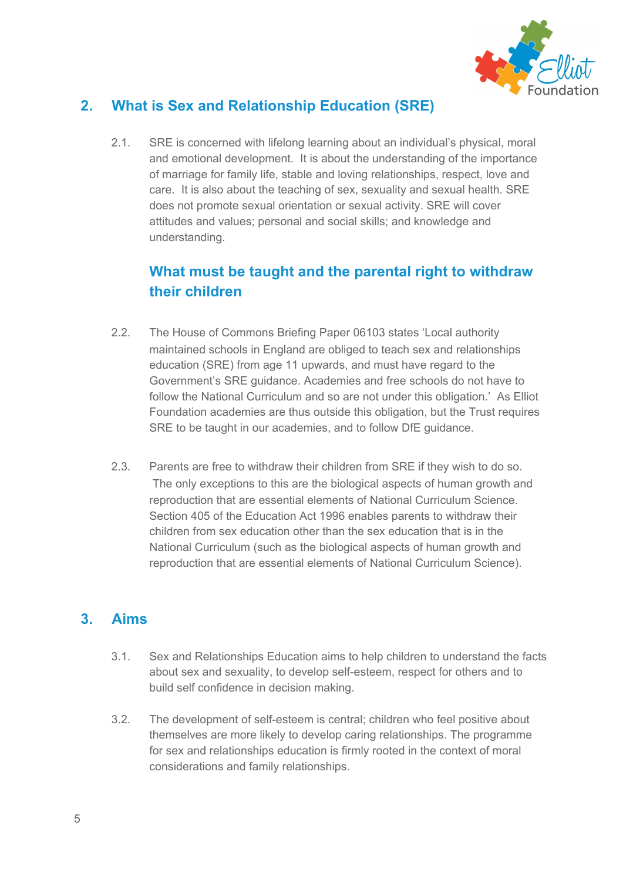## 2. What is Sex and Relationship Education (SRE)

2.1. SRE is concerned with lifelong learning about an individual's physical, moral and emotional development. It is about the understanding of the importance of marriage for family life, stable and loving relationships, respect, love and care. It is also about the teaching of sex, sexuality and sexual health. SRE does not promote sexual orientation or sexual activity. SRE will cover attitudes and values; personal and social skills; and knowledge and understanding.

### What must be taught and the parental right to withdraw their children

2.2. The House of Commons Briefing Paper 06103 states 'Local authority maintained schools in England are obliged to teach sex and relationships education (SRE) from age 11 upwards, and must have regard to the Government's SRE guidance. Academies and free schools do not have to follow the National Curriculum and so are not under this obligation.' As Elliot Foundation academies are thus outside this obligation, but the Trust requires SRE to be taught in our academies, and to follow DfE guidance.

2.3. Parents are free to withdraw their children from SRE if they wish to do so. The only exceptions to this are the biological aspects of human growth and reproduction that are essential elements of National Curriculum Science. Section 405 of the Education Act 1996 enables parents to withdraw their children from sex education other than the sex education that is in the National Curriculum (such as the biological aspects of human growth and reproduction that are essential elements of National Curriculum Science).

## 3. Aims

3.1. Sex and Relationships Education aims to help children to understand the facts about sex and sexuality, to develop self-esteem, respect for others and to build self confidence in decision making.

3.2. The development of self-esteem is central; children who feel positive about themselves are more likely to develop caring relationships. The programme for sex and relationships education is firmly rooted in the context of moral considerations and family relationships.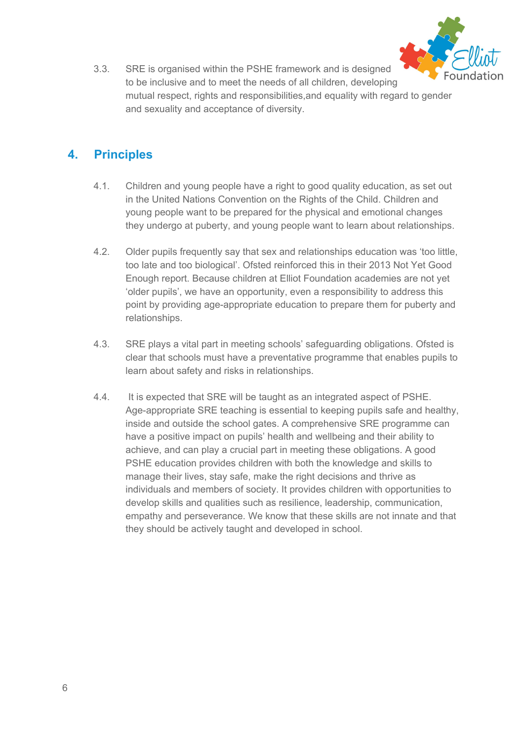3.3. SRE is organised within the PSHE framework and is designed to be inclusive and to meet the needs of all children, developing mutual respect, rights and responsibilities,and equality with regard to gender and sexuality and acceptance of diversity.

## 4. Principles

4.1. Children and young people have a right to good quality education, as set out in the United Nations Convention on the Rights of the Child. Children and young people want to be prepared for the physical and emotional changes they undergo at puberty, and young people want to learn about relationships.

4.2. Older pupils frequently say that sex and relationships education was 'too little, too late and too biological'. Ofsted reinforced this in their 2013 Not Yet Good Enough report. Because children at Elliot Foundation academies are not yet 'older pupils', we have an opportunity, even a responsibility to address this point by providing age-appropriate education to prepare them for puberty and relationships.

4.3. SRE plays a vital part in meeting schools' safeguarding obligations. Ofsted is clear that schools must have a preventative programme that enables pupils to learn about safety and risks in relationships.

4.4. It is expected that SRE will be taught as an integrated aspect of PSHE. Age-appropriate SRE teaching is essential to keeping pupils safe and healthy, inside and outside the school gates. A comprehensive SRE programme can have a positive impact on pupils' health and wellbeing and their ability to achieve, and can play a crucial part in meeting these obligations. A good PSHE education provides children with both the knowledge and skills to manage their lives, stay safe, make the right decisions and thrive as individuals and members of society. It provides children with opportunities to develop skills and qualities such as resilience, leadership, communication, empathy and perseverance. We know that these skills are not innate and that they should be actively taught and developed in school.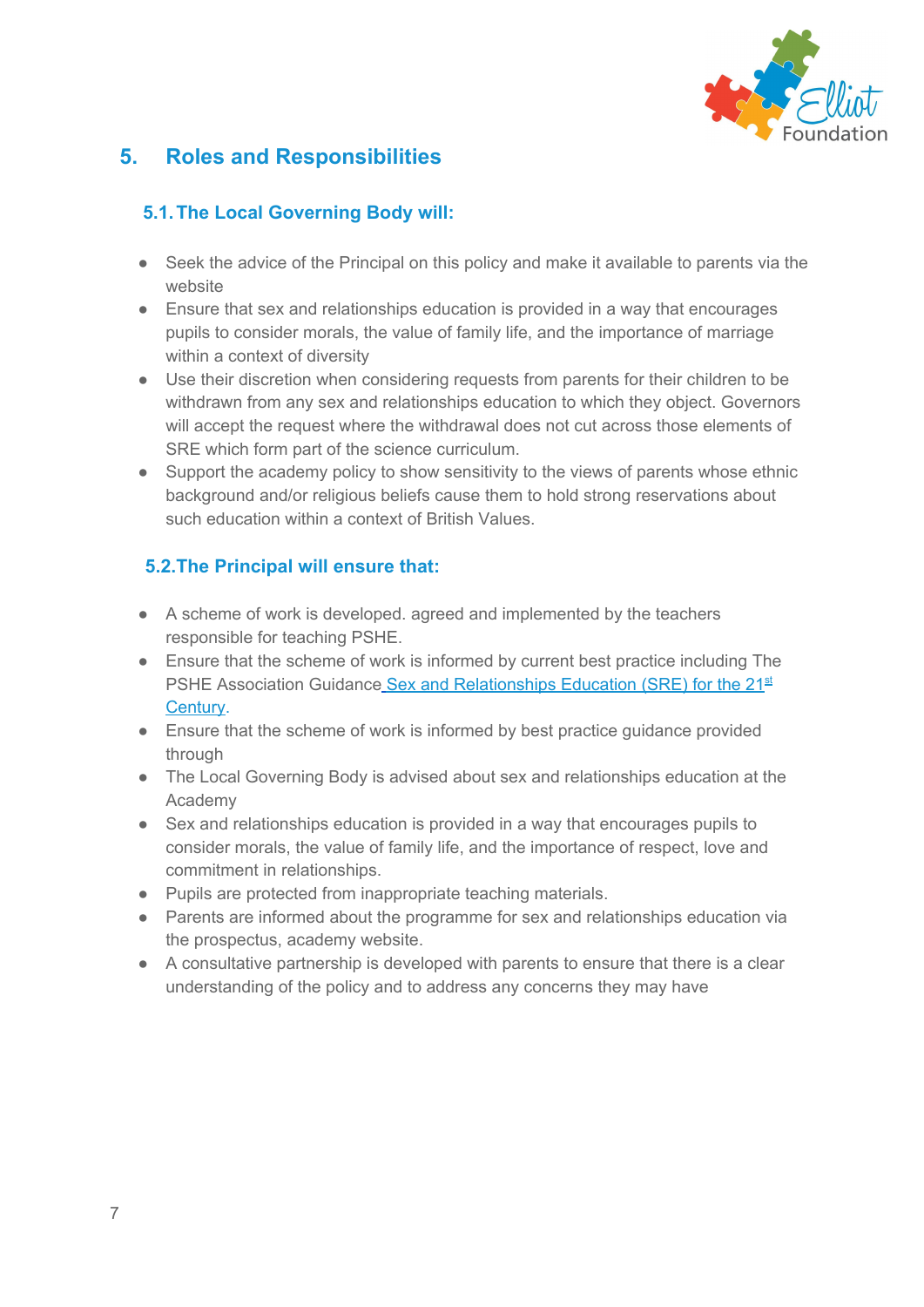## 5. Roles and Responsibilities

### 5.1. The Local Governing Body will:

- Seek the advice of the Principal on this policy and make it available to parents via the website
- Ensure that sex and relationships education is provided in a way that encourages pupils to consider morals, the value of family life, and the importance of marriage within a context of diversity
- Use their discretion when considering requests from parents for their children to be withdrawn from any sex and relationships education to which they object. Governors will accept the request where the withdrawal does not cut across those elements of SRE which form part of the science curriculum.
- Support the academy policy to show sensitivity to the views of parents whose ethnic background and/or religious beliefs cause them to hold strong reservations about such education within a context of British Values.

### 5.2. The Principal will ensure that:

- A scheme of work is developed. agreed and implemented by the teachers responsible for teaching PSHE.
- Ensure that the scheme of work is informed by current best practice including The PSHE Association Guidance [Sex and Relationships Education (SRE) for the 21st Century](#).
- Ensure that the scheme of work is informed by best practice guidance provided through
- The Local Governing Body is advised about sex and relationships education at the Academy
- Sex and relationships education is provided in a way that encourages pupils to consider morals, the value of family life, and the importance of respect, love and commitment in relationships.
- Pupils are protected from inappropriate teaching materials.
- Parents are informed about the programme for sex and relationships education via the prospectus, academy website.
- A consultative partnership is developed with parents to ensure that there is a clear understanding of the policy and to address any concerns they may have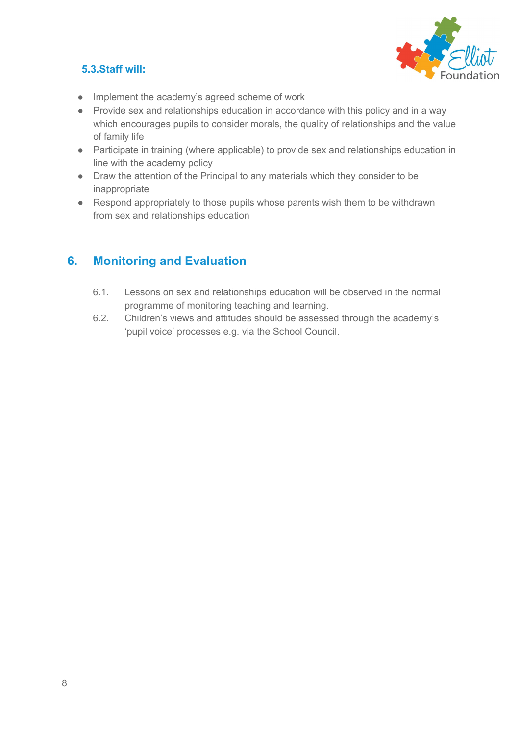### 5.3. Staff will:

- Implement the academy's agreed scheme of work
- Provide sex and relationships education in accordance with this policy and in a way which encourages pupils to consider morals, the quality of relationships and the value of family life
- Participate in training (where applicable) to provide sex and relationships education in line with the academy policy
- Draw the attention of the Principal to any materials which they consider to be inappropriate
- Respond appropriately to those pupils whose parents wish them to be withdrawn from sex and relationships education

## 6. Monitoring and Evaluation

6.1. Lessons on sex and relationships education will be observed in the normal programme of monitoring teaching and learning.

6.2. Children's views and attitudes should be assessed through the academy's 'pupil voice' processes e.g. via the School Council.